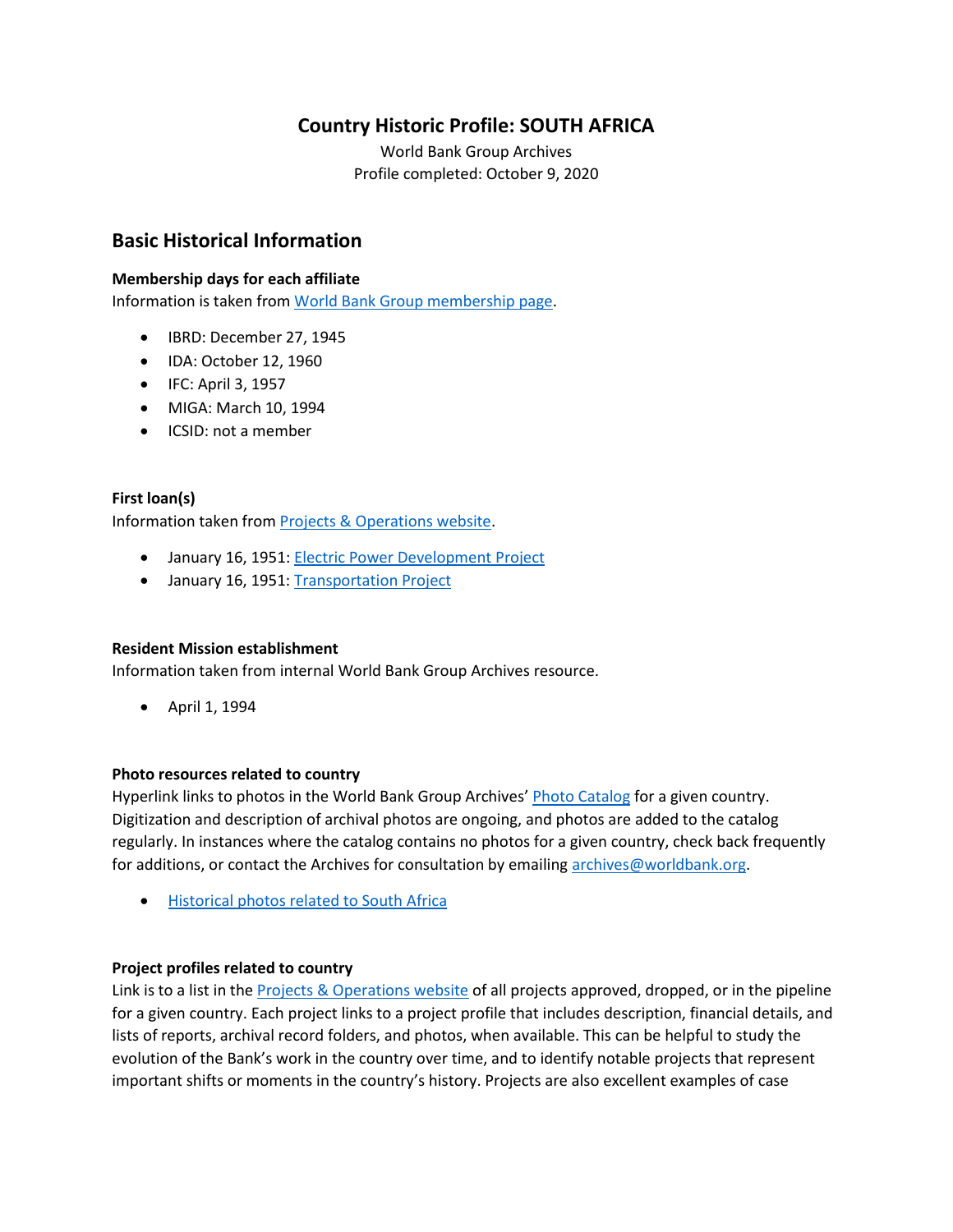# Country Historic Profile: SOUTH AFRICA

World Bank Group Archives
Profile completed: October 9, 2020

## Basic Historical Information

### Membership days for each affiliate

Information is taken from World Bank Group membership page.

- IBRD: December 27, 1945
- IDA: October 12, 1960
- IFC: April 3, 1957
- MIGA: March 10, 1994
- ICSID: not a member

### First loan(s)

Information taken from Projects & Operations website.

- January 16, 1951: Electric Power Development Project
- January 16, 1951: Transportation Project

### Resident Mission establishment

Information taken from internal World Bank Group Archives resource.

- April 1, 1994

### Photo resources related to country

Hyperlink links to photos in the World Bank Group Archives' Photo Catalog for a given country. Digitization and description of archival photos are ongoing, and photos are added to the catalog regularly. In instances where the catalog contains no photos for a given country, check back frequently for additions, or contact the Archives for consultation by emailing archives@worldbank.org.

- Historical photos related to South Africa

### Project profiles related to country

Link is to a list in the Projects & Operations website of all projects approved, dropped, or in the pipeline for a given country. Each project links to a project profile that includes description, financial details, and lists of reports, archival record folders, and photos, when available. This can be helpful to study the evolution of the Bank's work in the country over time, and to identify notable projects that represent important shifts or moments in the country's history. Projects are also excellent examples of case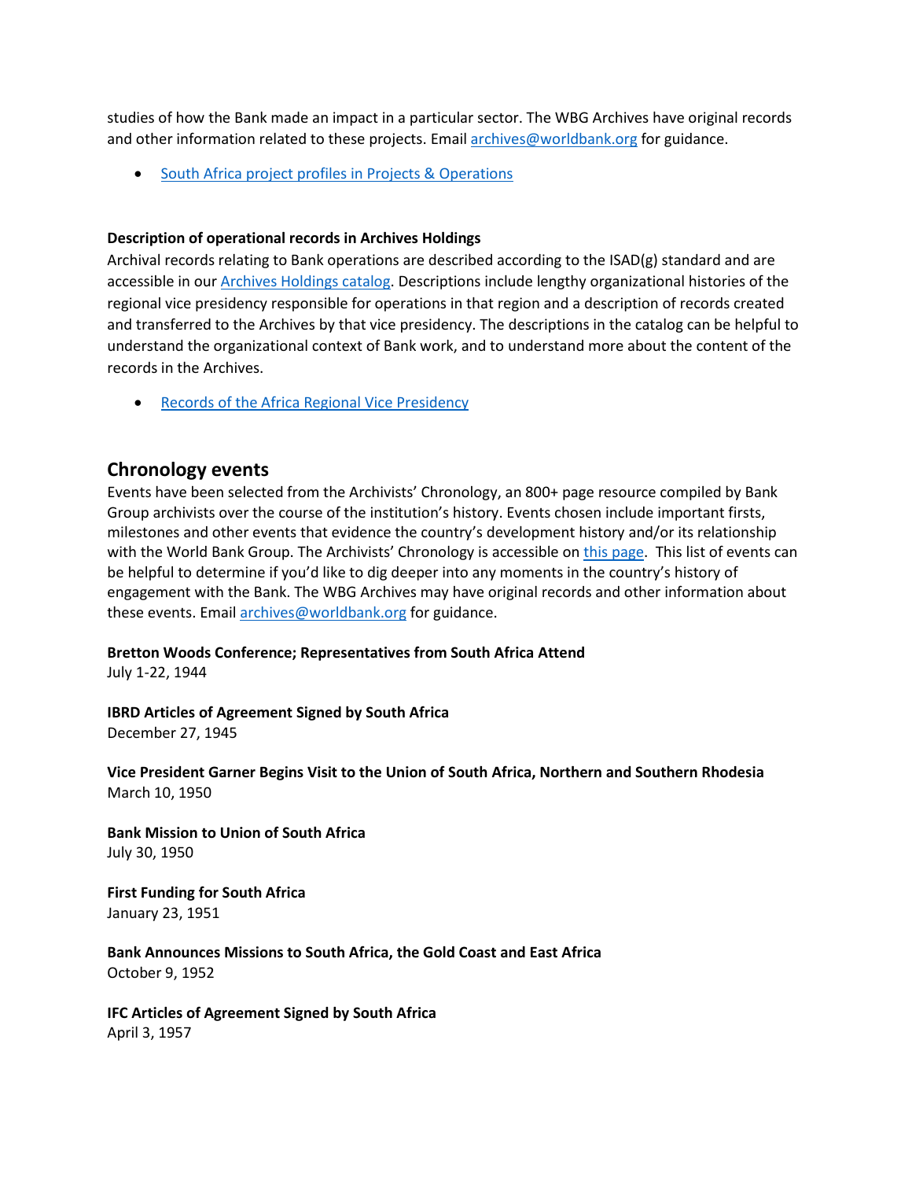studies of how the Bank made an impact in a particular sector. The WBG Archives have original records and other information related to these projects. Email [archives@worldbank.org](mailto:archives@worldbank.org) for guidance.

- [South Africa project profiles in Projects & Operations]()

**Description of operational records in Archives Holdings**

Archival records relating to Bank operations are described according to the ISAD(g) standard and are accessible in our [Archives Holdings catalog](). Descriptions include lengthy organizational histories of the regional vice presidency responsible for operations in that region and a description of records created and transferred to the Archives by that vice presidency. The descriptions in the catalog can be helpful to understand the organizational context of Bank work, and to understand more about the content of the records in the Archives.

- [Records of the Africa Regional Vice Presidency]()

## Chronology events

Events have been selected from the Archivists' Chronology, an 800+ page resource compiled by Bank Group archivists over the course of the institution's history. Events chosen include important firsts, milestones and other events that evidence the country's development history and/or its relationship with the World Bank Group. The Archivists' Chronology is accessible on [this page](). This list of events can be helpful to determine if you'd like to dig deeper into any moments in the country's history of engagement with the Bank. The WBG Archives may have original records and other information about these events. Email [archives@worldbank.org](mailto:archives@worldbank.org) for guidance.

**Bretton Woods Conference; Representatives from South Africa Attend**
July 1-22, 1944

**IBRD Articles of Agreement Signed by South Africa**
December 27, 1945

**Vice President Garner Begins Visit to the Union of South Africa, Northern and Southern Rhodesia**
March 10, 1950

**Bank Mission to Union of South Africa**
July 30, 1950

**First Funding for South Africa**
January 23, 1951

**Bank Announces Missions to South Africa, the Gold Coast and East Africa**
October 9, 1952

**IFC Articles of Agreement Signed by South Africa**
April 3, 1957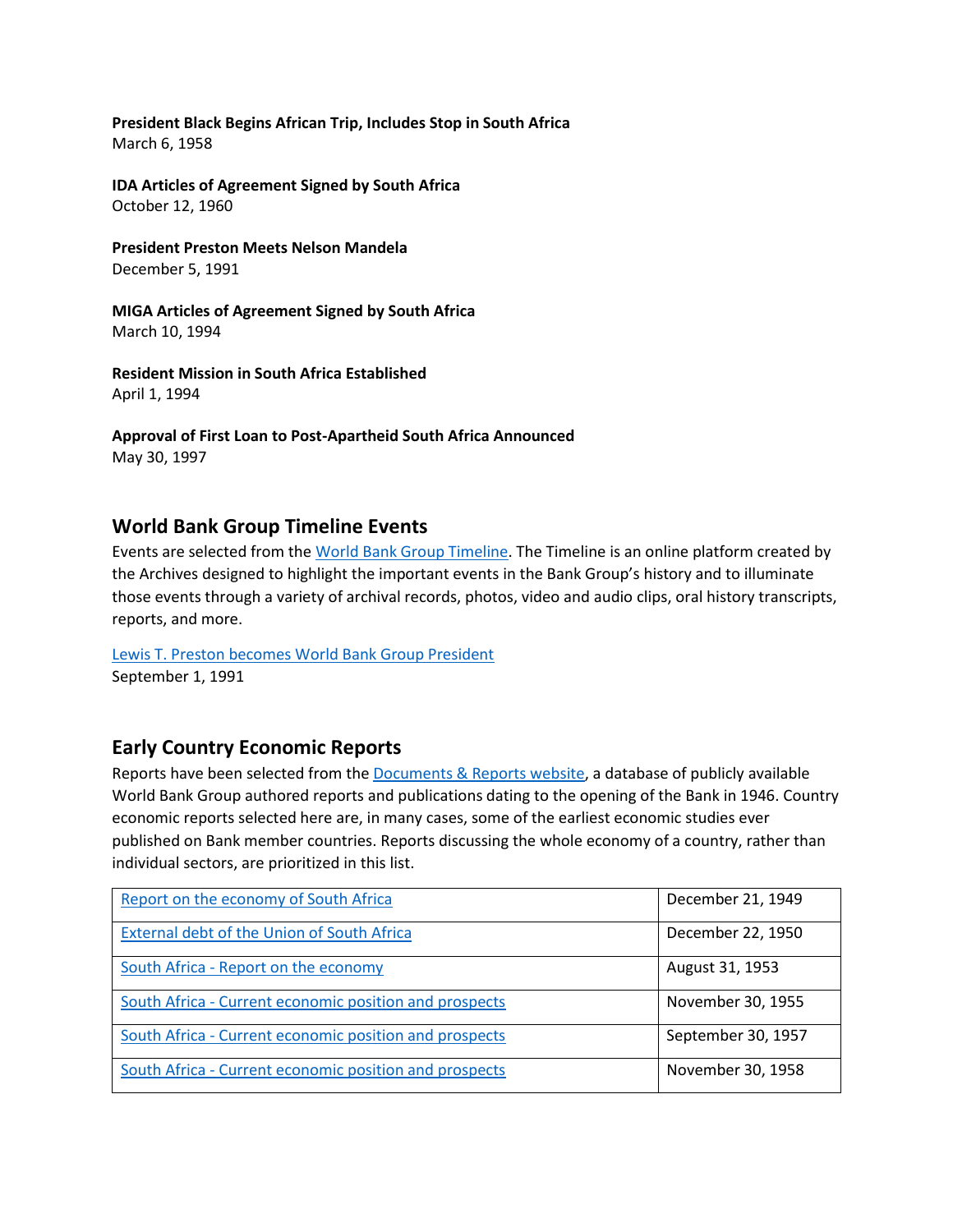**President Black Begins African Trip, Includes Stop in South Africa**
March 6, 1958

**IDA Articles of Agreement Signed by South Africa**
October 12, 1960

**President Preston Meets Nelson Mandela**
December 5, 1991

**MIGA Articles of Agreement Signed by South Africa**
March 10, 1994

**Resident Mission in South Africa Established**
April 1, 1994

**Approval of First Loan to Post-Apartheid South Africa Announced**
May 30, 1997

## World Bank Group Timeline Events

Events are selected from the World Bank Group Timeline. The Timeline is an online platform created by the Archives designed to highlight the important events in the Bank Group's history and to illuminate those events through a variety of archival records, photos, video and audio clips, oral history transcripts, reports, and more.

Lewis T. Preston becomes World Bank Group President
September 1, 1991

## Early Country Economic Reports

Reports have been selected from the Documents & Reports website, a database of publicly available World Bank Group authored reports and publications dating to the opening of the Bank in 1946. Country economic reports selected here are, in many cases, some of the earliest economic studies ever published on Bank member countries. Reports discussing the whole economy of a country, rather than individual sectors, are prioritized in this list.

| | |
|---|---|
| Report on the economy of South Africa | December 21, 1949 |
| External debt of the Union of South Africa | December 22, 1950 |
| South Africa - Report on the economy | August 31, 1953 |
| South Africa - Current economic position and prospects | November 30, 1955 |
| South Africa - Current economic position and prospects | September 30, 1957 |
| South Africa - Current economic position and prospects | November 30, 1958 |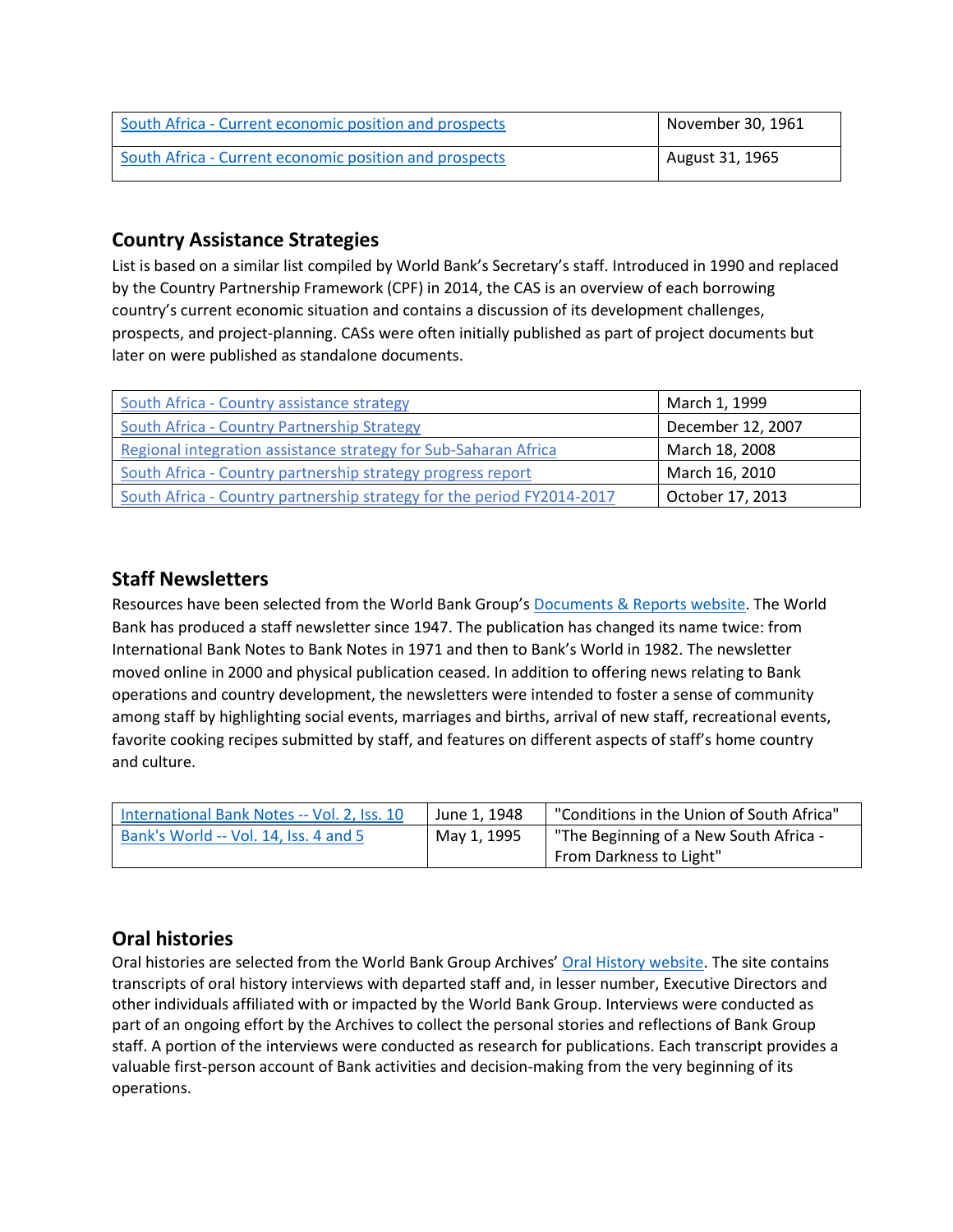| South Africa - Current economic position and prospects | November 30, 1961 |
|---|---|
| South Africa - Current economic position and prospects | August 31, 1965 |

## Country Assistance Strategies

List is based on a similar list compiled by World Bank's Secretary's staff. Introduced in 1990 and replaced by the Country Partnership Framework (CPF) in 2014, the CAS is an overview of each borrowing country's current economic situation and contains a discussion of its development challenges, prospects, and project-planning. CASs were often initially published as part of project documents but later on were published as standalone documents.

| South Africa - Country assistance strategy | March 1, 1999 |
|---|---|
| South Africa - Country Partnership Strategy | December 12, 2007 |
| Regional integration assistance strategy for Sub-Saharan Africa | March 18, 2008 |
| South Africa - Country partnership strategy progress report | March 16, 2010 |
| South Africa - Country partnership strategy for the period FY2014-2017 | October 17, 2013 |

## Staff Newsletters

Resources have been selected from the World Bank Group's Documents & Reports website. The World Bank has produced a staff newsletter since 1947. The publication has changed its name twice: from International Bank Notes to Bank Notes in 1971 and then to Bank's World in 1982. The newsletter moved online in 2000 and physical publication ceased. In addition to offering news relating to Bank operations and country development, the newsletters were intended to foster a sense of community among staff by highlighting social events, marriages and births, arrival of new staff, recreational events, favorite cooking recipes submitted by staff, and features on different aspects of staff's home country and culture.

| International Bank Notes -- Vol. 2, Iss. 10 | June 1, 1948 | "Conditions in the Union of South Africa" |
|---|---|---|
| Bank's World -- Vol. 14, Iss. 4 and 5 | May 1, 1995 | "The Beginning of a New South Africa - From Darkness to Light" |

## Oral histories

Oral histories are selected from the World Bank Group Archives' Oral History website. The site contains transcripts of oral history interviews with departed staff and, in lesser number, Executive Directors and other individuals affiliated with or impacted by the World Bank Group. Interviews were conducted as part of an ongoing effort by the Archives to collect the personal stories and reflections of Bank Group staff. A portion of the interviews were conducted as research for publications. Each transcript provides a valuable first-person account of Bank activities and decision-making from the very beginning of its operations.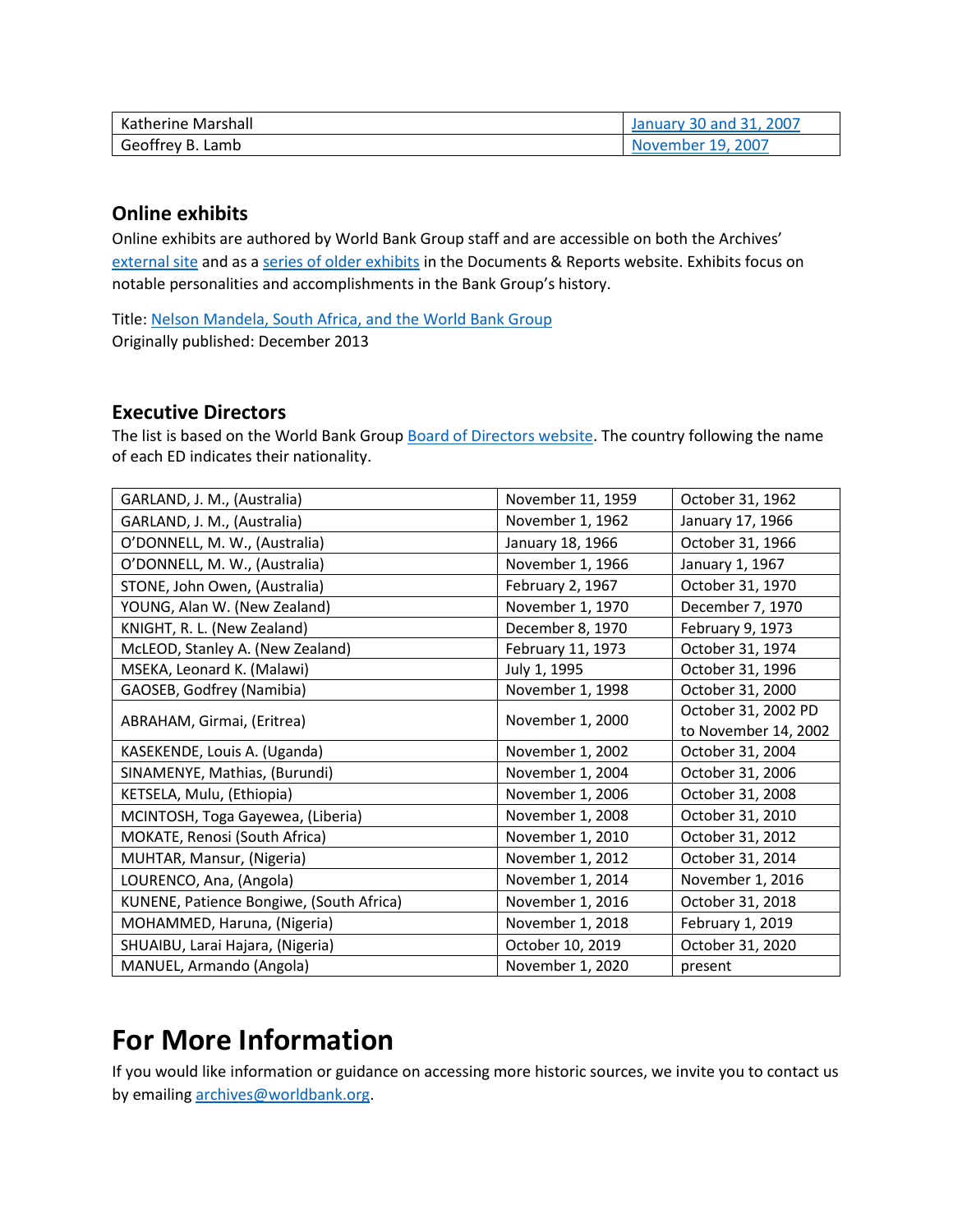| | |
|---|---|
| Katherine Marshall | [January 30 and 31, 2007]() |
| Geoffrey B. Lamb | [November 19, 2007]() |

### Online exhibits

Online exhibits are authored by World Bank Group staff and are accessible on both the Archives' [external site]() and as a [series of older exhibits]() in the Documents & Reports website. Exhibits focus on notable personalities and accomplishments in the Bank Group's history.

Title: [Nelson Mandela, South Africa, and the World Bank Group]()
Originally published: December 2013

### Executive Directors

The list is based on the World Bank Group [Board of Directors website](). The country following the name of each ED indicates their nationality.

| | | |
|---|---|---|
| GARLAND, J. M., (Australia) | November 11, 1959 | October 31, 1962 |
| GARLAND, J. M., (Australia) | November 1, 1962 | January 17, 1966 |
| O'DONNELL, M. W., (Australia) | January 18, 1966 | October 31, 1966 |
| O'DONNELL, M. W., (Australia) | November 1, 1966 | January 1, 1967 |
| STONE, John Owen, (Australia) | February 2, 1967 | October 31, 1970 |
| YOUNG, Alan W. (New Zealand) | November 1, 1970 | December 7, 1970 |
| KNIGHT, R. L. (New Zealand) | December 8, 1970 | February 9, 1973 |
| McLEOD, Stanley A. (New Zealand) | February 11, 1973 | October 31, 1974 |
| MSEKA, Leonard K. (Malawi) | July 1, 1995 | October 31, 1996 |
| GAOSEB, Godfrey (Namibia) | November 1, 1998 | October 31, 2000 |
| ABRAHAM, Girmai, (Eritrea) | November 1, 2000 | October 31, 2002 PD to November 14, 2002 |
| KASEKENDE, Louis A. (Uganda) | November 1, 2002 | October 31, 2004 |
| SINAMENYE, Mathias, (Burundi) | November 1, 2004 | October 31, 2006 |
| KETSELA, Mulu, (Ethiopia) | November 1, 2006 | October 31, 2008 |
| MCINTOSH, Toga Gayewea, (Liberia) | November 1, 2008 | October 31, 2010 |
| MOKATE, Renosi (South Africa) | November 1, 2010 | October 31, 2012 |
| MUHTAR, Mansur, (Nigeria) | November 1, 2012 | October 31, 2014 |
| LOURENCO, Ana, (Angola) | November 1, 2014 | November 1, 2016 |
| KUNENE, Patience Bongiwe, (South Africa) | November 1, 2016 | October 31, 2018 |
| MOHAMMED, Haruna, (Nigeria) | November 1, 2018 | February 1, 2019 |
| SHUAIBU, Larai Hajara, (Nigeria) | October 10, 2019 | October 31, 2020 |
| MANUEL, Armando (Angola) | November 1, 2020 | present |

# For More Information

If you would like information or guidance on accessing more historic sources, we invite you to contact us by emailing [archives@worldbank.org]().